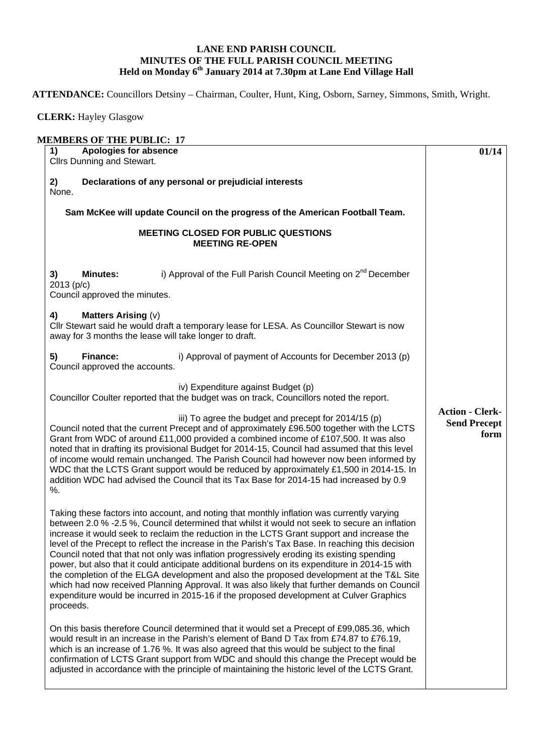**LANE END PARISH COUNCIL**
**MINUTES OF THE FULL PARISH COUNCIL MEETING**
**Held on Monday 6th January 2014 at 7.30pm at Lane End Village Hall**

**ATTENDANCE:** Councillors Detsiny – Chairman, Coulter, Hunt, King, Osborn, Sarney, Simmons, Smith, Wright.

**CLERK:** Hayley Glasgow

**MEMBERS OF THE PUBLIC: 17**

**01/14**

**1) Apologies for absence**
Cllrs Dunning and Stewart.

**2) Declarations of any personal or prejudicial interests**
None.

**Sam McKee will update Council on the progress of the American Football Team.**

**MEETING CLOSED FOR PUBLIC QUESTIONS**
**MEETING RE-OPEN**

**3) Minutes:** i) Approval of the Full Parish Council Meeting on 2nd December 2013 (p/c)
Council approved the minutes.

**4) Matters Arising** (v)
Cllr Stewart said he would draft a temporary lease for LESA. As Councillor Stewart is now away for 3 months the lease will take longer to draft.

**5) Finance:** i) Approval of payment of Accounts for December 2013 (p)
Council approved the accounts.

iv) Expenditure against Budget (p)
Councillor Coulter reported that the budget was on track, Councillors noted the report.

iii) To agree the budget and precept for 2014/15 (p)

**Action - Clerk- Send Precept form**

Council noted that the current Precept and of approximately £96.500 together with the LCTS Grant from WDC of around £11,000 provided a combined income of £107,500. It was also noted that in drafting its provisional Budget for 2014-15, Council had assumed that this level of income would remain unchanged. The Parish Council had however now been informed by WDC that the LCTS Grant support would be reduced by approximately £1,500 in 2014-15. In addition WDC had advised the Council that its Tax Base for 2014-15 had increased by 0.9 %.

Taking these factors into account, and noting that monthly inflation was currently varying between 2.0 % -2.5 %, Council determined that whilst it would not seek to secure an inflation increase it would seek to reclaim the reduction in the LCTS Grant support and increase the level of the Precept to reflect the increase in the Parish's Tax Base. In reaching this decision Council noted that that not only was inflation progressively eroding its existing spending power, but also that it could anticipate additional burdens on its expenditure in 2014-15 with the completion of the ELGA development and also the proposed development at the T&L Site which had now received Planning Approval. It was also likely that further demands on Council expenditure would be incurred in 2015-16 if the proposed development at Culver Graphics proceeds.

On this basis therefore Council determined that it would set a Precept of £99,085.36, which would result in an increase in the Parish's element of Band D Tax from £74.87 to £76.19, which is an increase of 1.76 %. It was also agreed that this would be subject to the final confirmation of LCTS Grant support from WDC and should this change the Precept would be adjusted in accordance with the principle of maintaining the historic level of the LCTS Grant.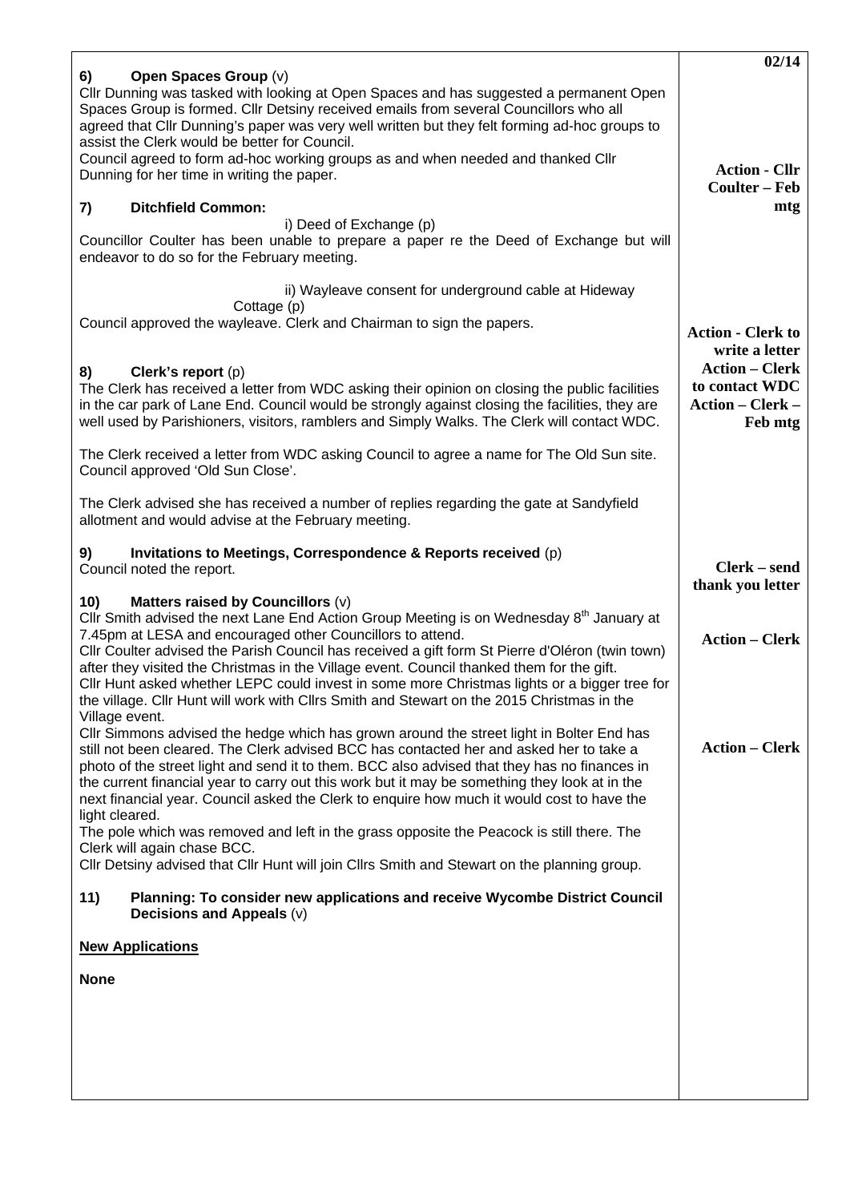**6) Open Spaces Group** (v)
Cllr Dunning was tasked with looking at Open Spaces and has suggested a permanent Open Spaces Group is formed. Cllr Detsiny received emails from several Councillors who all agreed that Cllr Dunning's paper was very well written but they felt forming ad-hoc groups to assist the Clerk would be better for Council.
Council agreed to form ad-hoc working groups as and when needed and thanked Cllr Dunning for her time in writing the paper.

**7) Ditchfield Common:**

i) Deed of Exchange (p)

Councillor Coulter has been unable to prepare a paper re the Deed of Exchange but will endeavor to do so for the February meeting.

**Action - Cllr Coulter – Feb mtg**

ii) Wayleave consent for underground cable at Hideway Cottage (p)

Council approved the wayleave. Clerk and Chairman to sign the papers.

**8) Clerk's report** (p)
The Clerk has received a letter from WDC asking their opinion on closing the public facilities in the car park of Lane End. Council would be strongly against closing the facilities, they are well used by Parishioners, visitors, ramblers and Simply Walks. The Clerk will contact WDC.

**Action - Clerk to write a letter**

**Action – Clerk to contact WDC**

The Clerk received a letter from WDC asking Council to agree a name for The Old Sun site. Council approved 'Old Sun Close'.

The Clerk advised she has received a number of replies regarding the gate at Sandyfield allotment and would advise at the February meeting.

**Action – Clerk – Feb mtg**

**9) Invitations to Meetings, Correspondence & Reports received** (p)
Council noted the report.

**10) Matters raised by Councillors** (v)
Cllr Smith advised the next Lane End Action Group Meeting is on Wednesday 8th January at 7.45pm at LESA and encouraged other Councillors to attend.
Cllr Coulter advised the Parish Council has received a gift form St Pierre d'Oléron (twin town) after they visited the Christmas in the Village event. Council thanked them for the gift.

**Clerk – send thank you letter**

Cllr Hunt asked whether LEPC could invest in some more Christmas lights or a bigger tree for the village. Cllr Hunt will work with Cllrs Smith and Stewart on the 2015 Christmas in the Village event.
Cllr Simmons advised the hedge which has grown around the street light in Bolter End has still not been cleared. The Clerk advised BCC has contacted her and asked her to take a photo of the street light and send it to them. BCC also advised that they has no finances in the current financial year to carry out this work but it may be something they look at in the next financial year. Council asked the Clerk to enquire how much it would cost to have the light cleared.

**Action – Clerk**

The pole which was removed and left in the grass opposite the Peacock is still there. The Clerk will again chase BCC.

**Action – Clerk**

Cllr Detsiny advised that Cllr Hunt will join Cllrs Smith and Stewart on the planning group.

**11) Planning: To consider new applications and receive Wycombe District Council Decisions and Appeals** (v)

**New Applications**

**None**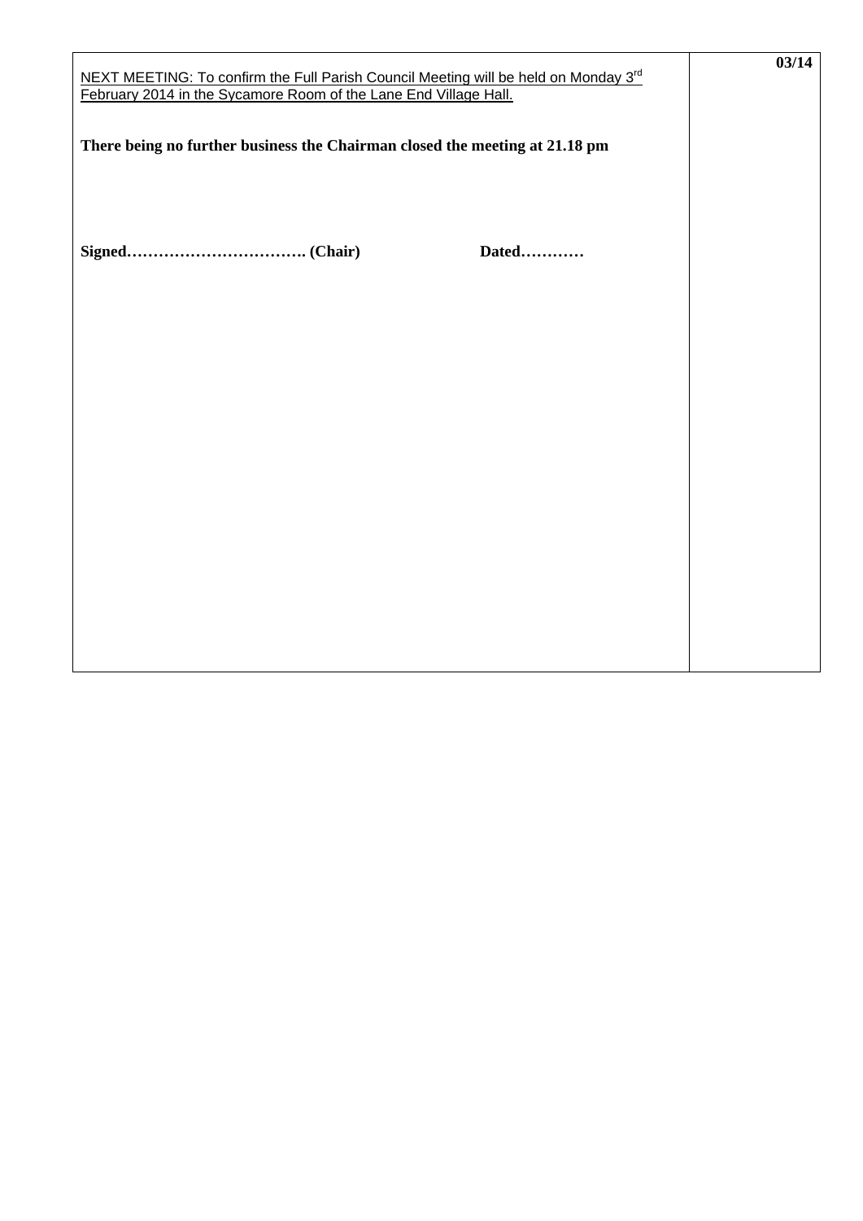| | |
|---|---|
| NEXT MEETING: To confirm the Full Parish Council Meeting will be held on Monday 3rd February 2014 in the Sycamore Room of the Lane End Village Hall.<br><br>**There being no further business the Chairman closed the meeting at 21.18 pm**<br><br>**Signed……………………………. (Chair) Dated…………** | **03/14** |